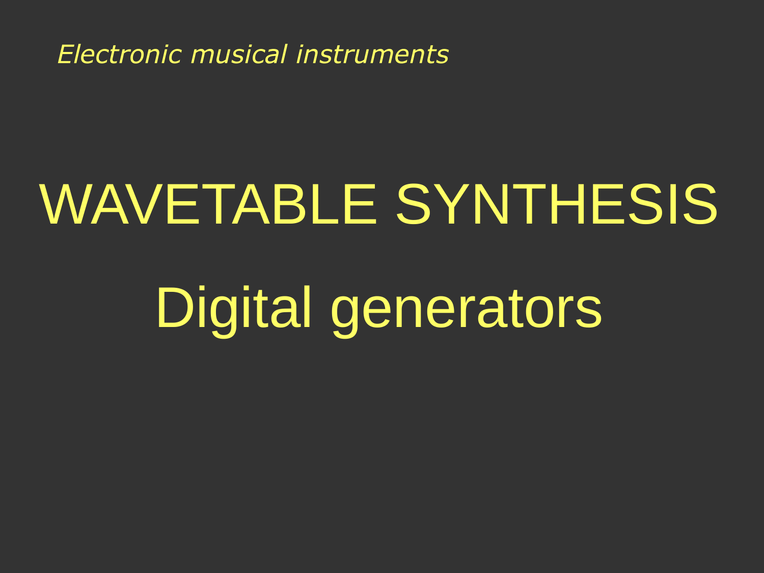*Electronic musical instruments*

# WAVETABLE SYNTHESIS

## Digital generators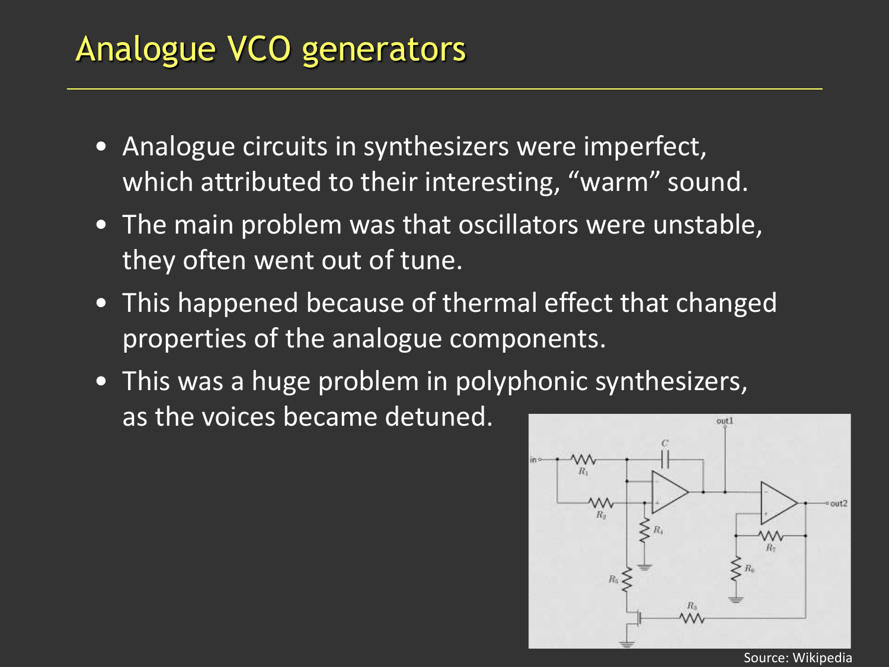# Analogue VCO generators

- Analogue circuits in synthesizers were imperfect, which attributed to their interesting, “warm” sound.
- The main problem was that oscillators were unstable, they often went out of tune.
- This happened because of thermal effect that changed properties of the analogue components.
- This was a huge problem in polyphonic synthesizers, as the voices became detuned.

Source: Wikipedia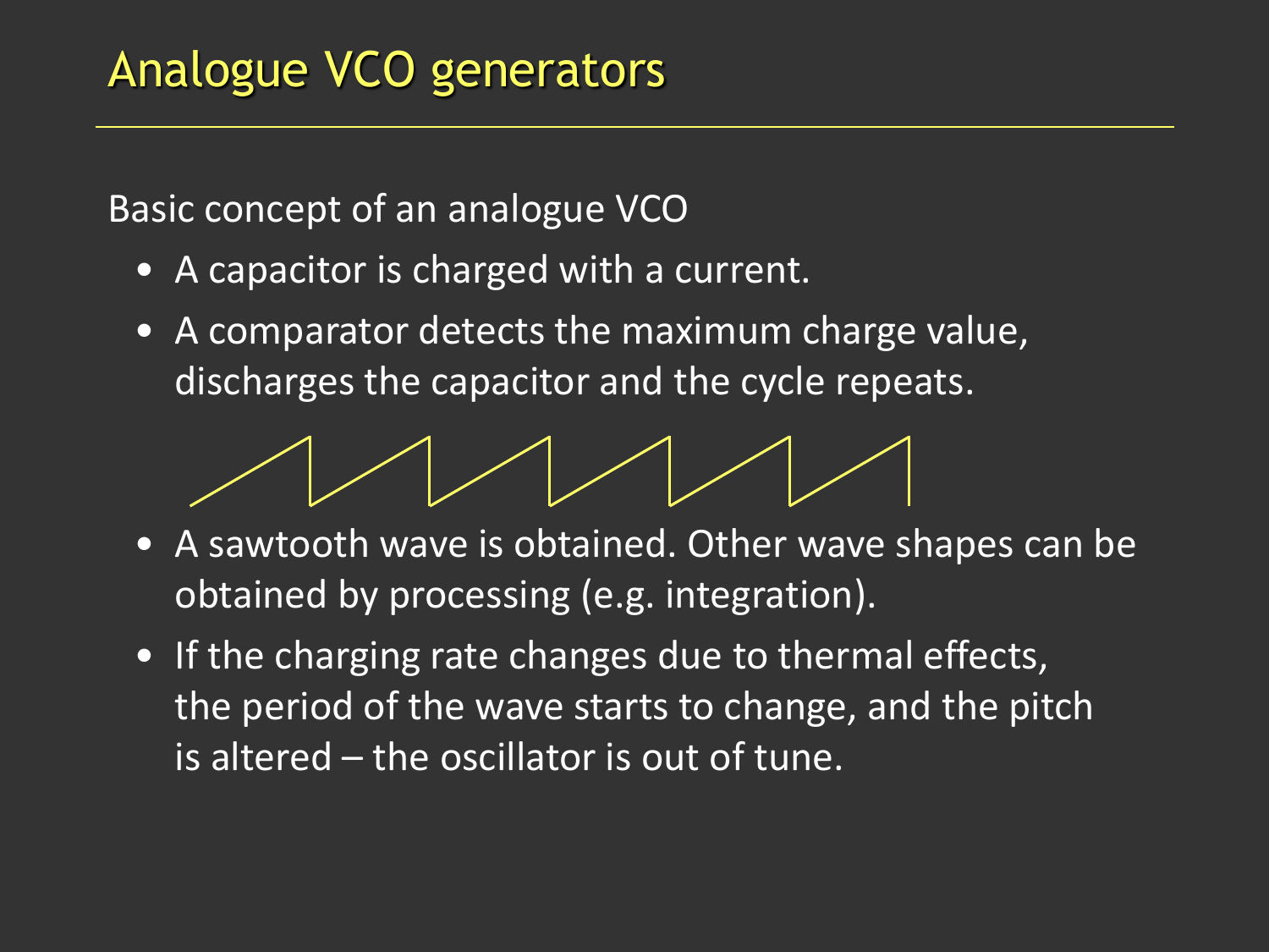# Analogue VCO generators

Basic concept of an analogue VCO

- A capacitor is charged with a current.
- A comparator detects the maximum charge value, discharges the capacitor and the cycle repeats.
- A sawtooth wave is obtained. Other wave shapes can be obtained by processing (e.g. integration).
- If the charging rate changes due to thermal effects, the period of the wave starts to change, and the pitch is altered – the oscillator is out of tune.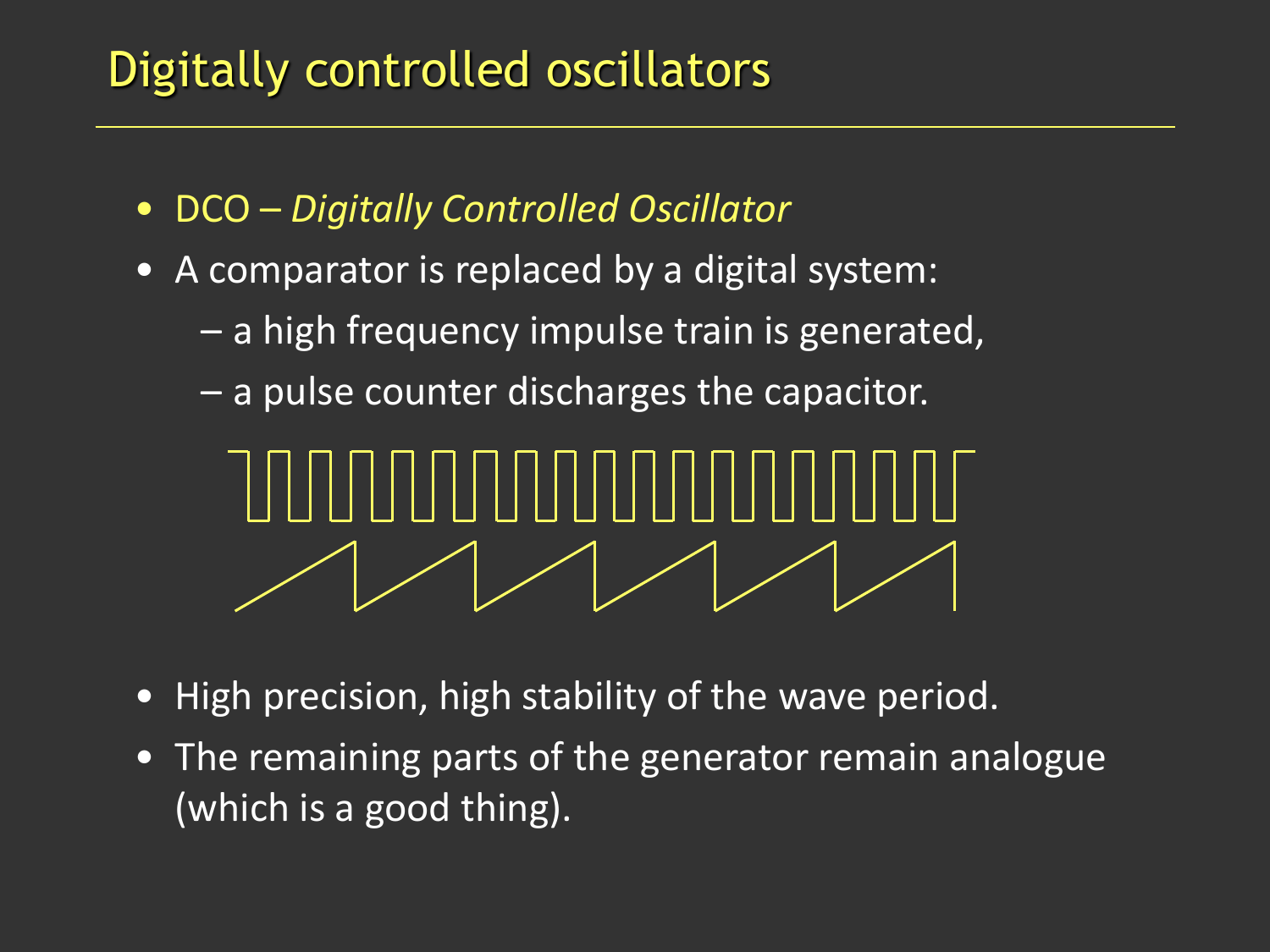# Digitally controlled oscillators

- DCO – *Digitally Controlled Oscillator*
- A comparator is replaced by a digital system:
  - a high frequency impulse train is generated,
  - a pulse counter discharges the capacitor.
- High precision, high stability of the wave period.
- The remaining parts of the generator remain analogue (which is a good thing).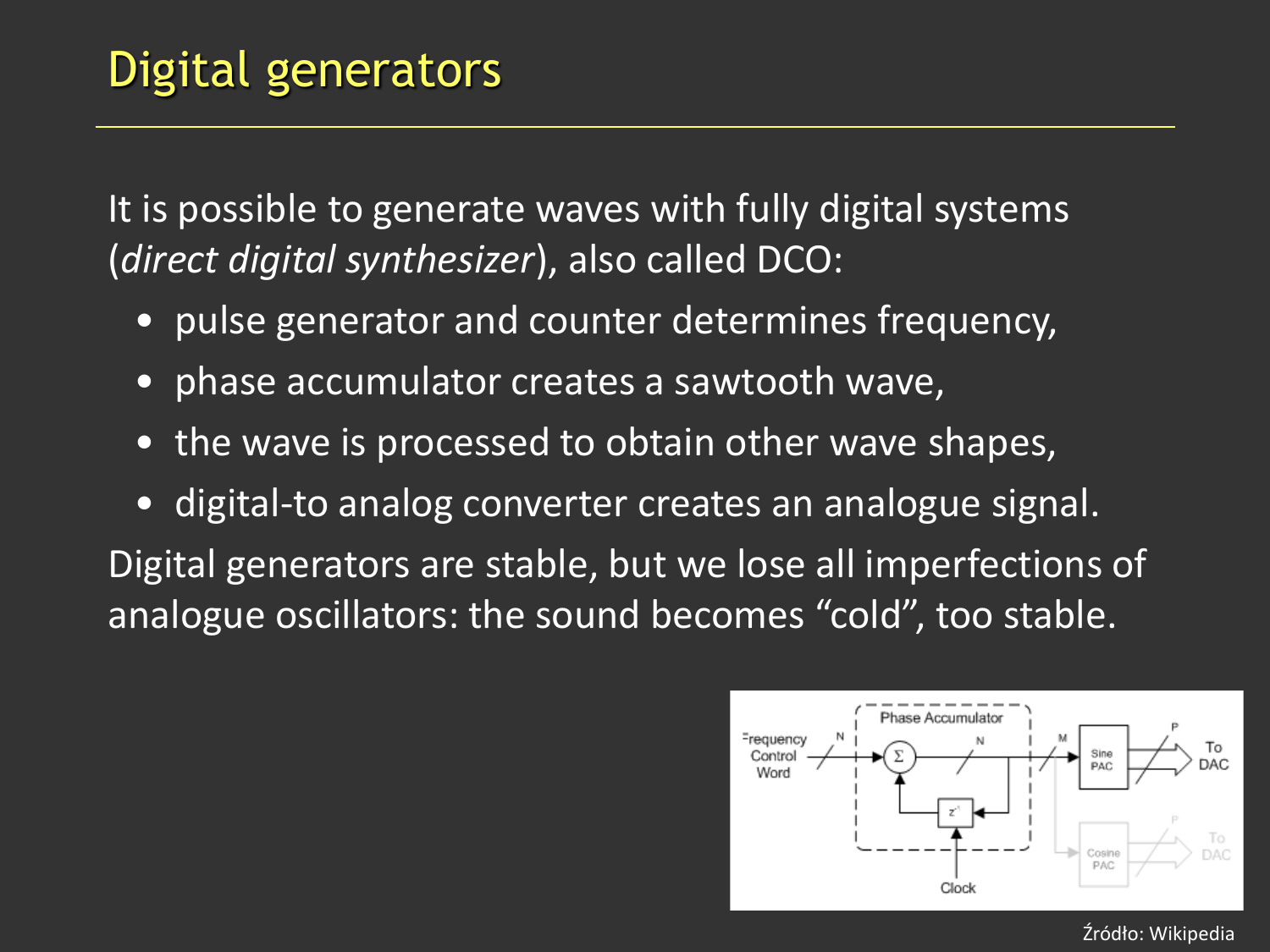# Digital generators

It is possible to generate waves with fully digital systems (*direct digital synthesizer*), also called DCO:

- pulse generator and counter determines frequency,
- phase accumulator creates a sawtooth wave,
- the wave is processed to obtain other wave shapes,
- digital-to analog converter creates an analogue signal.

Digital generators are stable, but we lose all imperfections of analogue oscillators: the sound becomes "cold", too stable.

Źródło: Wikipedia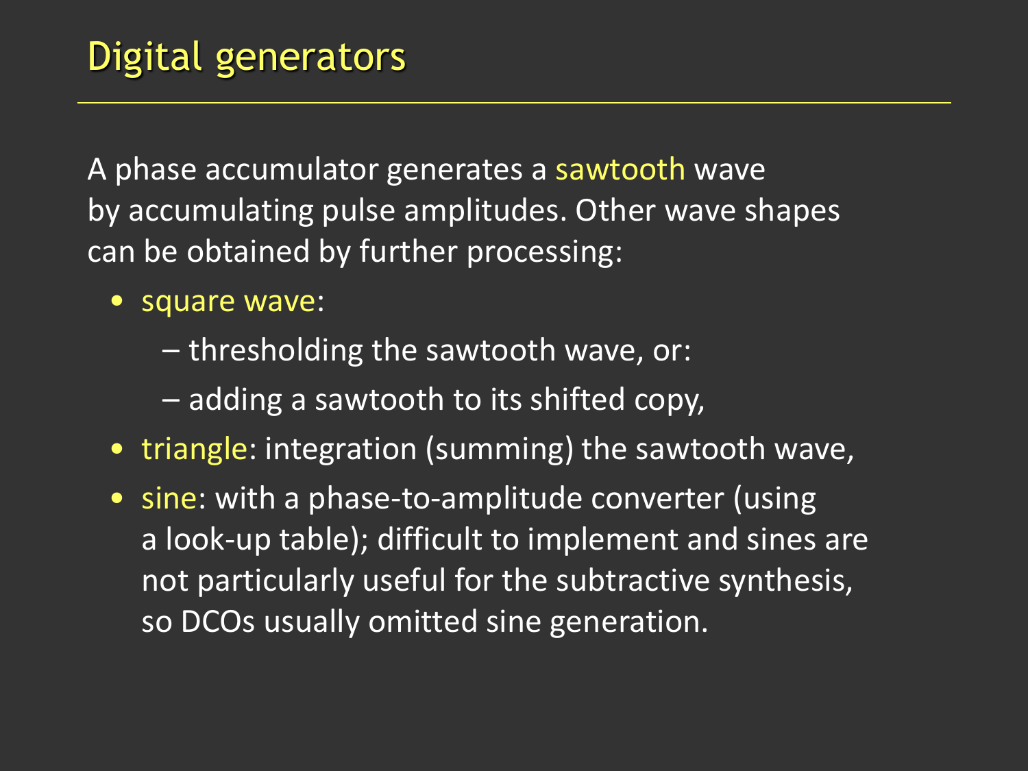# Digital generators

A phase accumulator generates a sawtooth wave by accumulating pulse amplitudes. Other wave shapes can be obtained by further processing:

- square wave:
  - – thresholding the sawtooth wave, or:
  - – adding a sawtooth to its shifted copy,
- triangle: integration (summing) the sawtooth wave,
- sine: with a phase-to-amplitude converter (using a look-up table); difficult to implement and sines are not particularly useful for the subtractive synthesis, so DCOs usually omitted sine generation.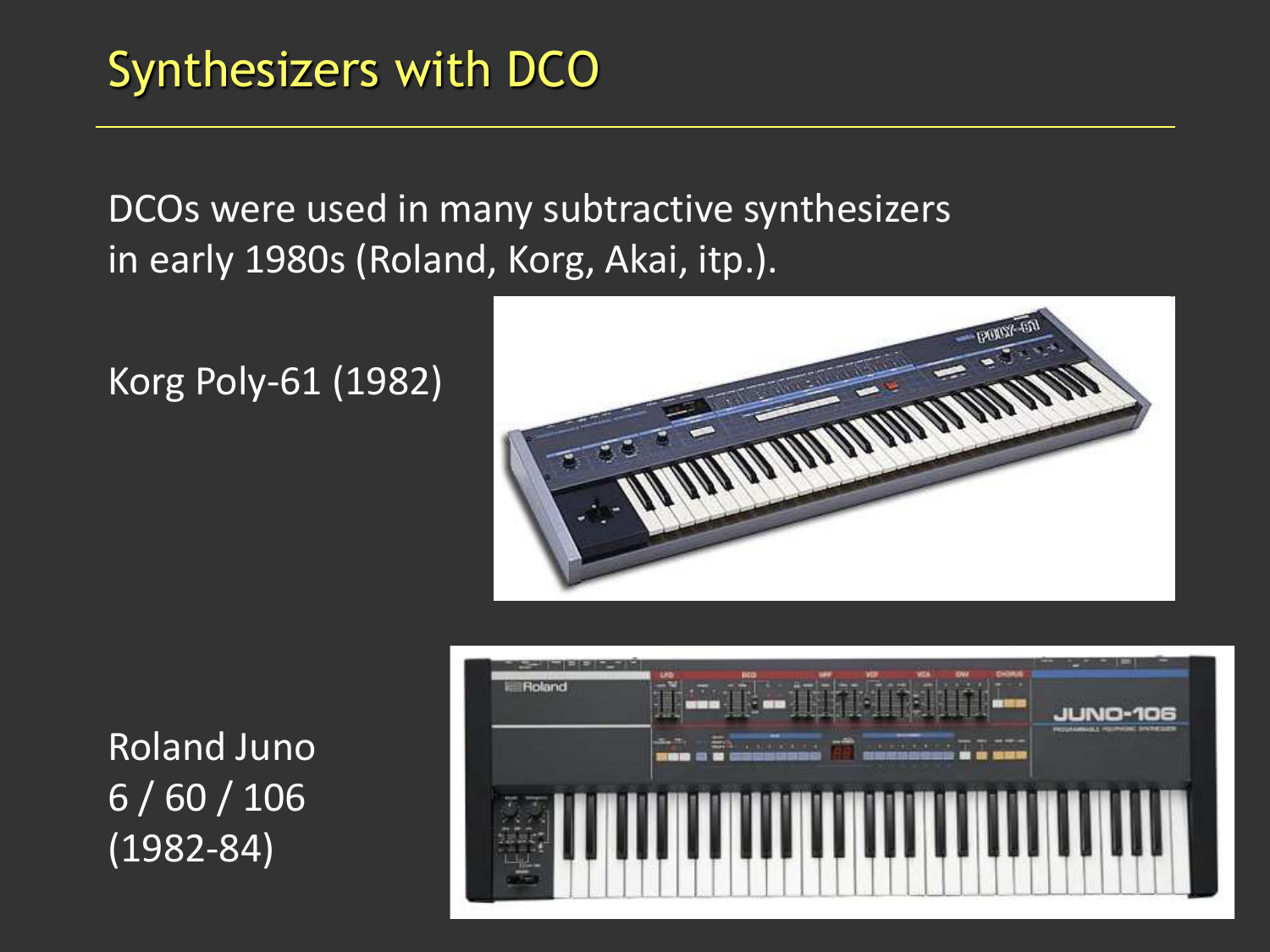# Synthesizers with DCO

DCOs were used in many subtractive synthesizers in early 1980s (Roland, Korg, Akai, itp.).

Korg Poly-61 (1982)

Roland Juno 6 / 60 / 106 (1982-84)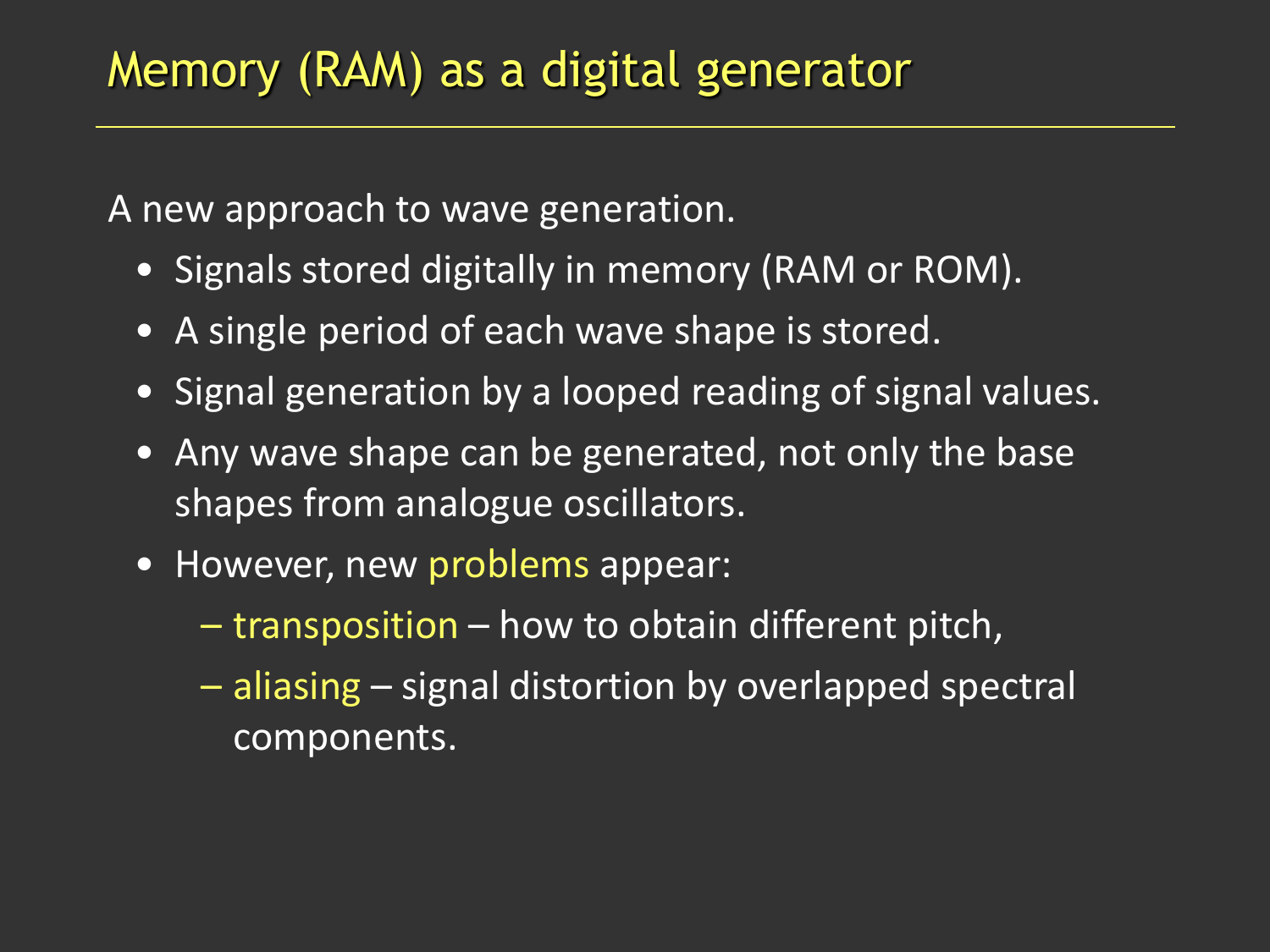# Memory (RAM) as a digital generator

A new approach to wave generation.

- Signals stored digitally in memory (RAM or ROM).
- A single period of each wave shape is stored.
- Signal generation by a looped reading of signal values.
- Any wave shape can be generated, not only the base shapes from analogue oscillators.
- However, new problems appear:
  - transposition – how to obtain different pitch,
  - aliasing – signal distortion by overlapped spectral components.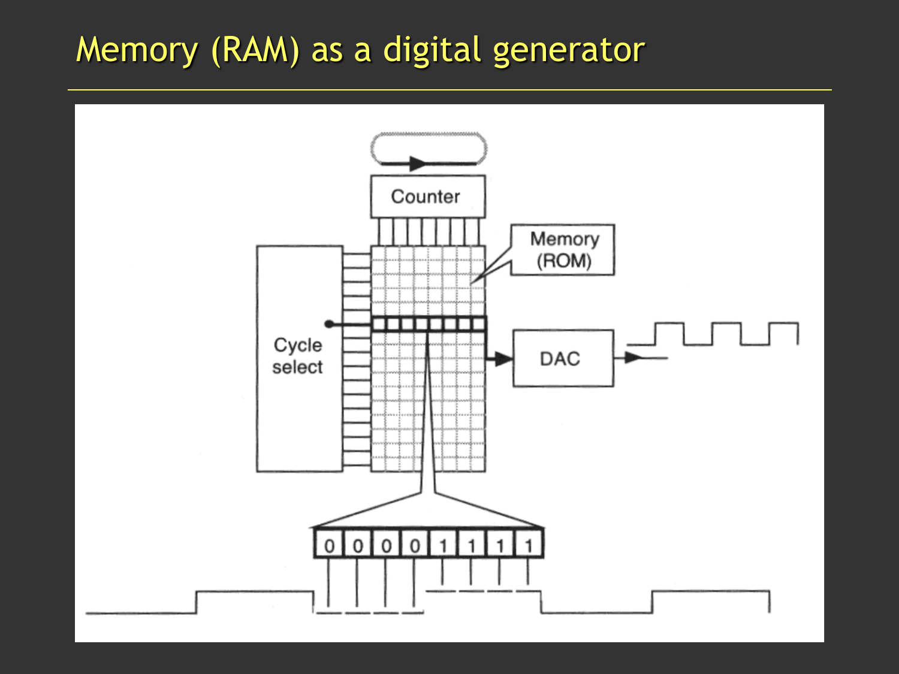# Memory (RAM) as a digital generator

Counter

Memory (ROM)

Cycle select

DAC

0 0 0 0 1 1 1 1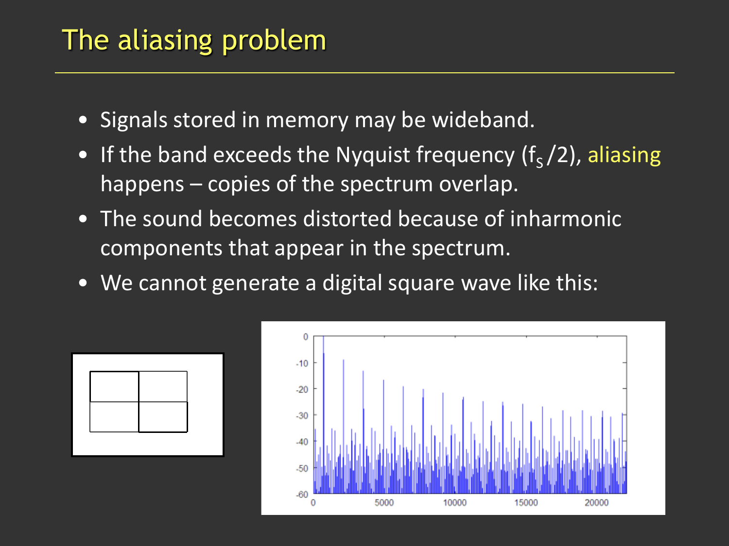# The aliasing problem

- Signals stored in memory may be wideband.
- If the band exceeds the Nyquist frequency ($f_S/2$), aliasing happens – copies of the spectrum overlap.
- The sound becomes distorted because of inharmonic components that appear in the spectrum.
- We cannot generate a digital square wave like this: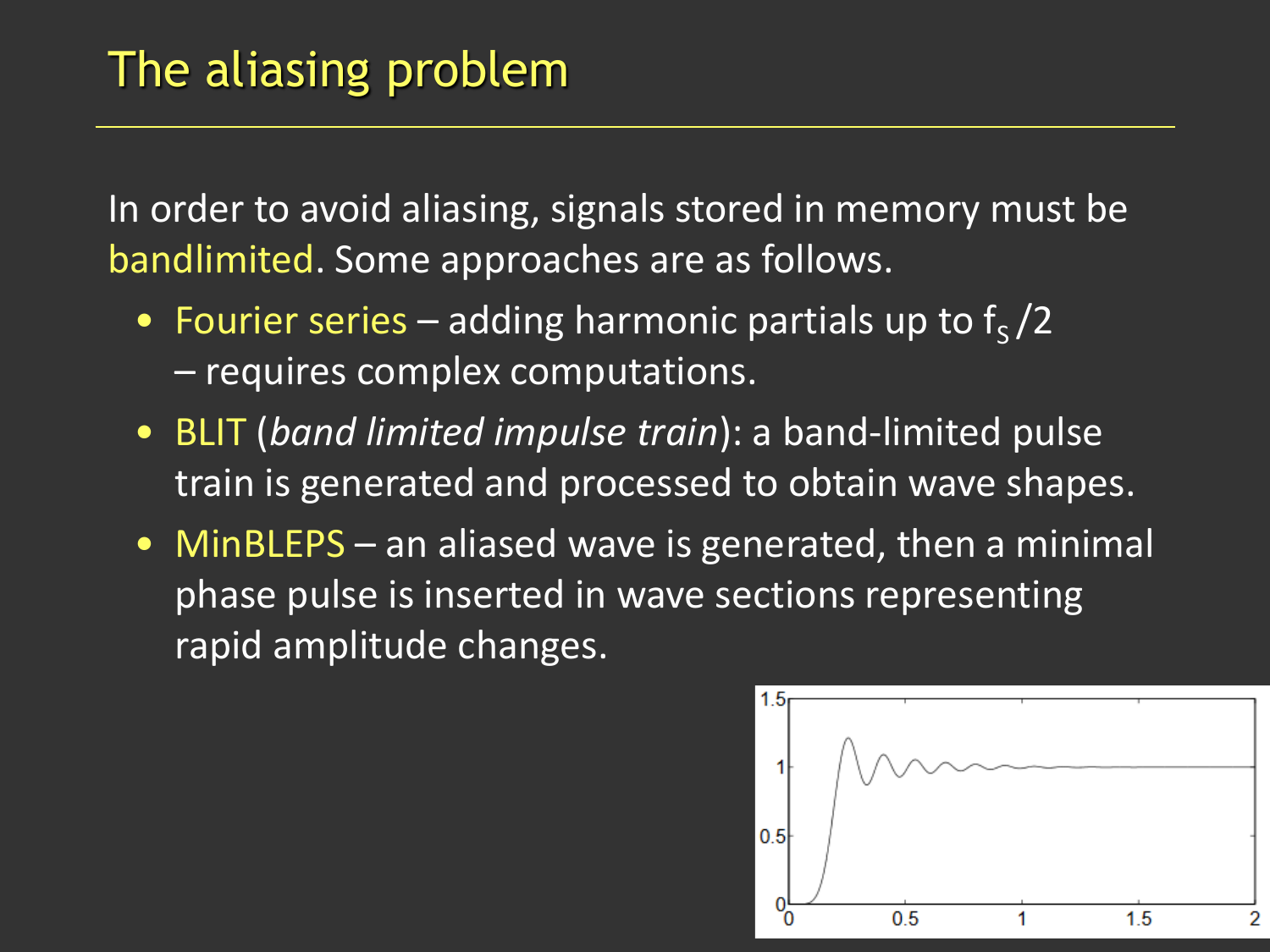# The aliasing problem

In order to avoid aliasing, signals stored in memory must be bandlimited. Some approaches are as follows.

- Fourier series – adding harmonic partials up to $f_S/2$ – requires complex computations.
- BLIT (*band limited impulse train*): a band-limited pulse train is generated and processed to obtain wave shapes.
- MinBLEPS – an aliased wave is generated, then a minimal phase pulse is inserted in wave sections representing rapid amplitude changes.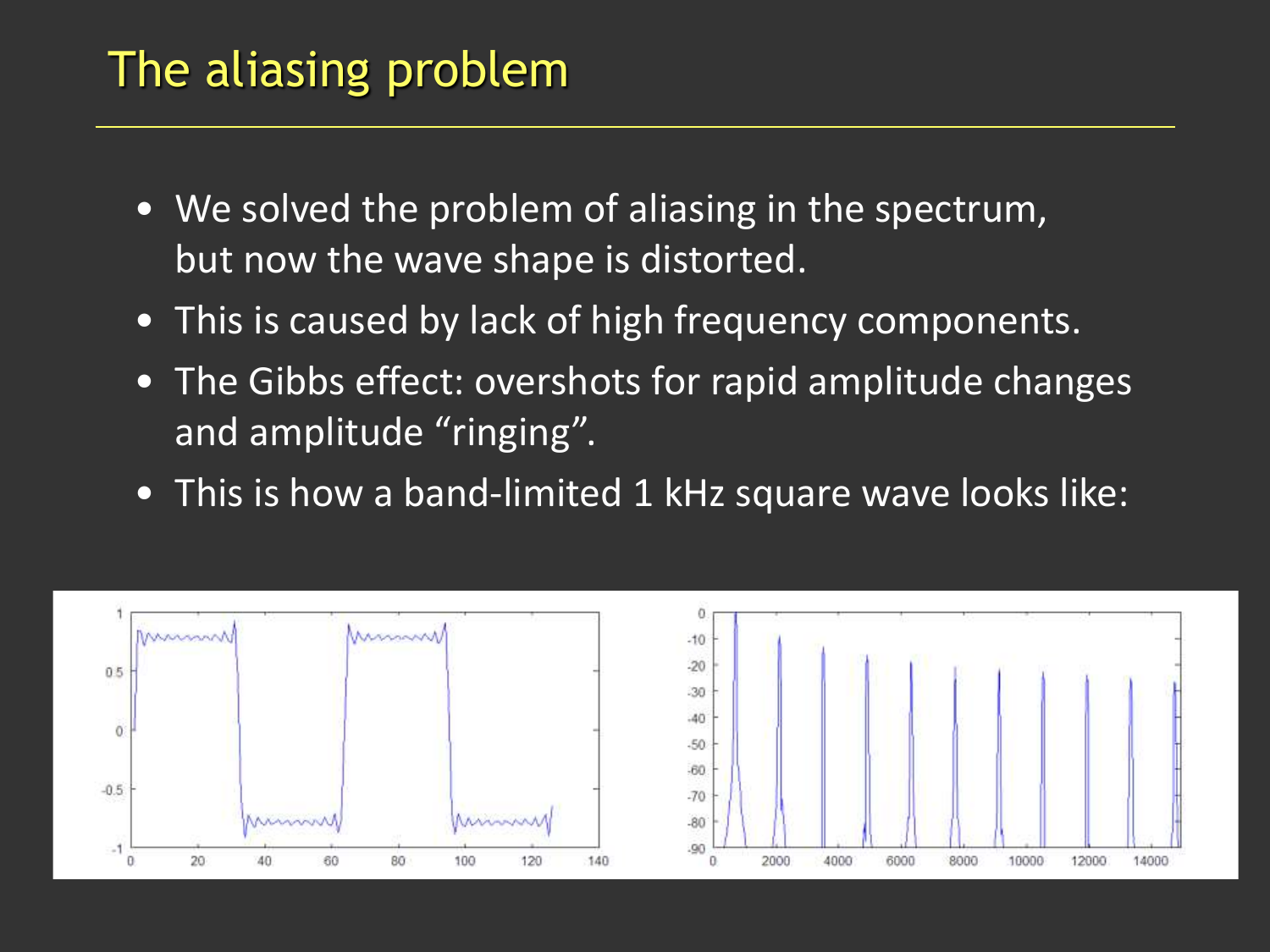# The aliasing problem

- We solved the problem of aliasing in the spectrum, but now the wave shape is distorted.
- This is caused by lack of high frequency components.
- The Gibbs effect: overshots for rapid amplitude changes and amplitude "ringing".
- This is how a band-limited 1 kHz square wave looks like: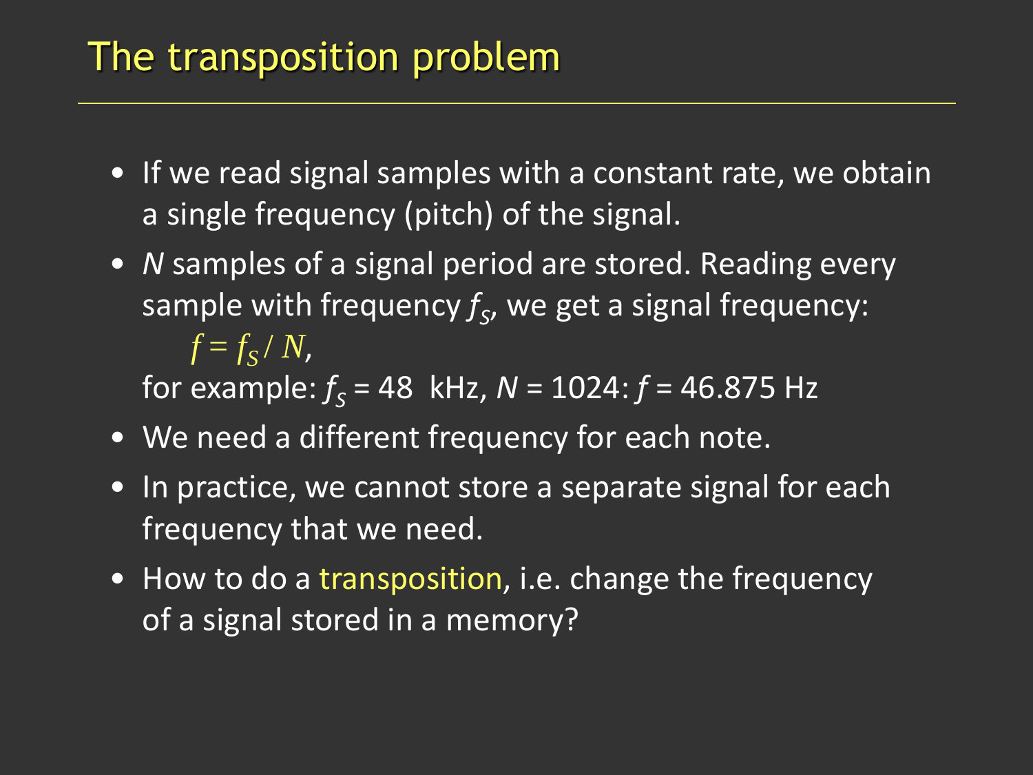# The transposition problem

- If we read signal samples with a constant rate, we obtain a single frequency (pitch) of the signal.
- *N* samples of a signal period are stored. Reading every sample with frequency $f_S$, we get a signal frequency:

  $$f = f_S / N,$$

  for example: $f_S = 48$ kHz, $N = 1024$: $f = 46.875$ Hz
- We need a different frequency for each note.
- In practice, we cannot store a separate signal for each frequency that we need.
- How to do a transposition, i.e. change the frequency of a signal stored in a memory?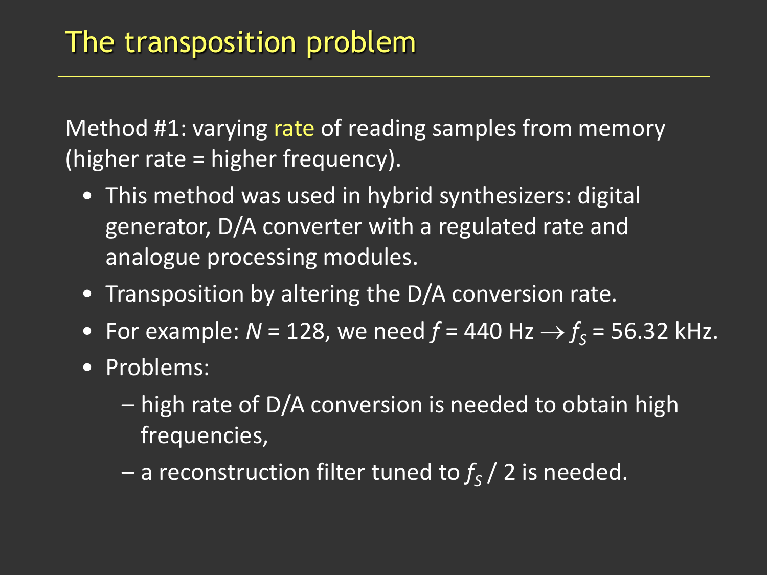# The transposition problem

Method #1: varying rate of reading samples from memory (higher rate = higher frequency).

- This method was used in hybrid synthesizers: digital generator, D/A converter with a regulated rate and analogue processing modules.
- Transposition by altering the D/A conversion rate.
- For example: $N = 128$, we need $f = 440$ Hz $\rightarrow f_S = 56.32$ kHz.
- Problems:
  - high rate of D/A conversion is needed to obtain high frequencies,
  - a reconstruction filter tuned to $f_S / 2$ is needed.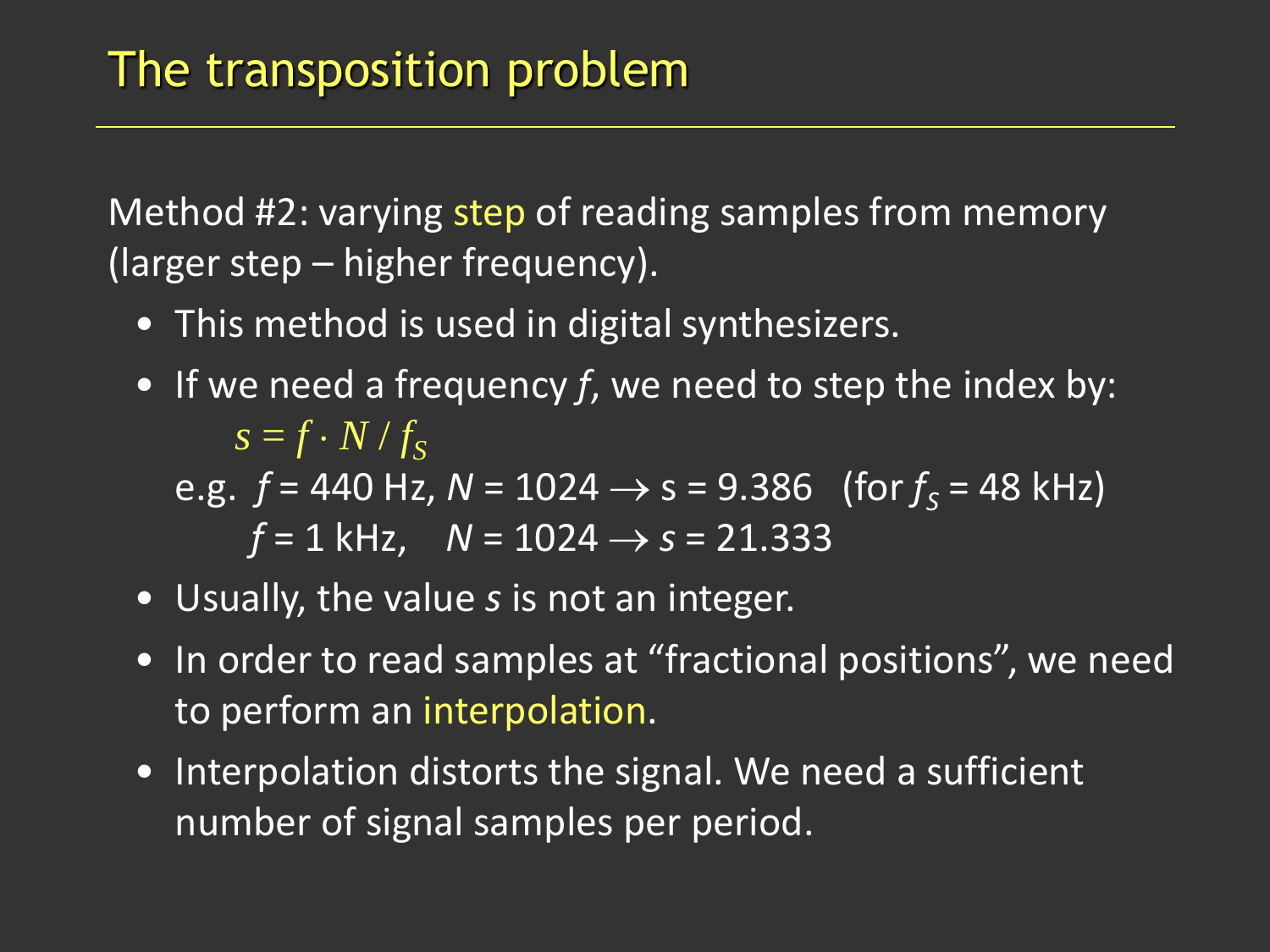# The transposition problem

Method #2: varying step of reading samples from memory (larger step – higher frequency).

- This method is used in digital synthesizers.
- If we need a frequency $f$, we need to step the index by:

  $$s = f \cdot N / f_S$$

  e.g. $f$ = 440 Hz, $N$ = 1024 $\rightarrow$ s = 9.386 (for $f_S$ = 48 kHz)
  
  $f$ = 1 kHz, $N$ = 1024 $\rightarrow$ $s$ = 21.333
- Usually, the value $s$ is not an integer.
- In order to read samples at "fractional positions", we need to perform an interpolation.
- Interpolation distorts the signal. We need a sufficient number of signal samples per period.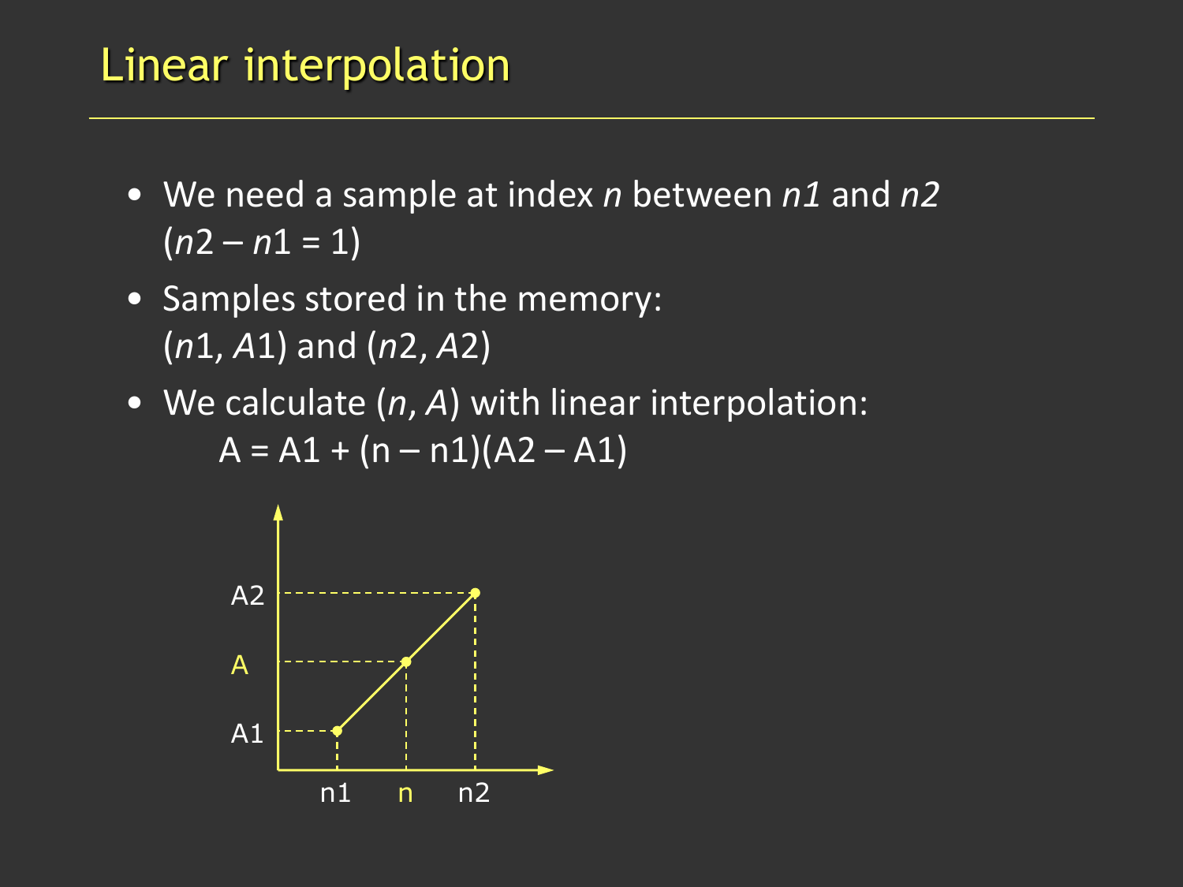# Linear interpolation

- We need a sample at index $n$ between $n1$ and $n2$ ($n2 - n1 = 1$)
- Samples stored in the memory: ($n1$, $A1$) and ($n2$, $A2$)
- We calculate ($n$, $A$) with linear interpolation:

$$A = A1 + (n - n1)(A2 - A1)$$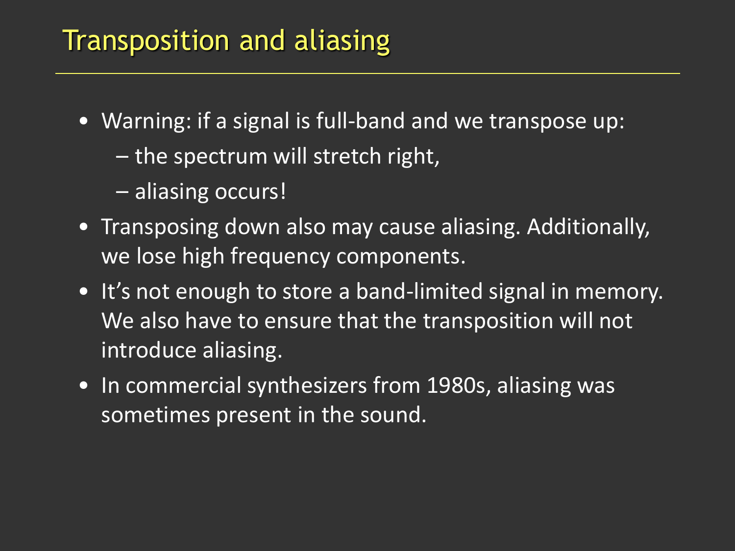# Transposition and aliasing

- Warning: if a signal is full-band and we transpose up:
  - the spectrum will stretch right,
  - aliasing occurs!
- Transposing down also may cause aliasing. Additionally, we lose high frequency components.
- It's not enough to store a band-limited signal in memory. We also have to ensure that the transposition will not introduce aliasing.
- In commercial synthesizers from 1980s, aliasing was sometimes present in the sound.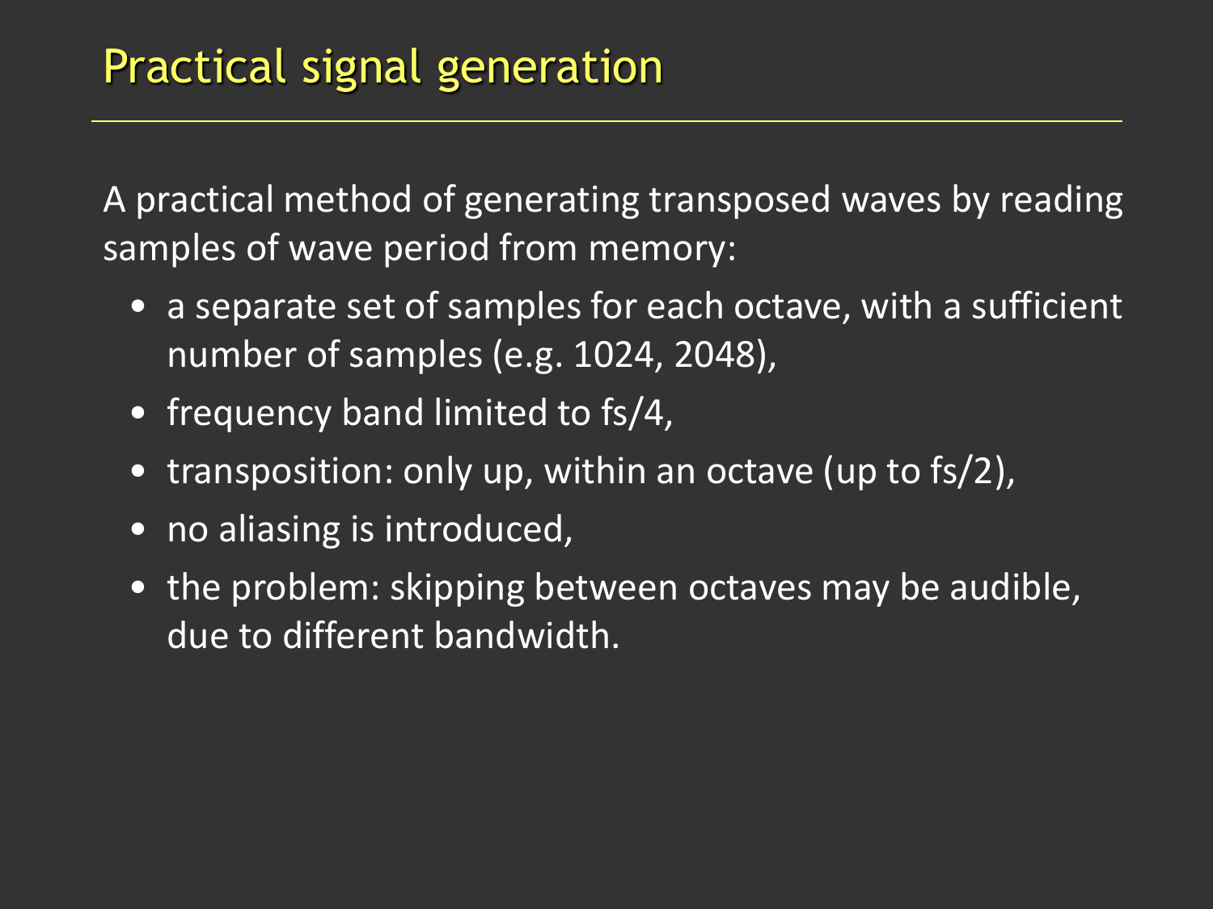# Practical signal generation

A practical method of generating transposed waves by reading samples of wave period from memory:

- a separate set of samples for each octave, with a sufficient number of samples (e.g. 1024, 2048),
- frequency band limited to fs/4,
- transposition: only up, within an octave (up to fs/2),
- no aliasing is introduced,
- the problem: skipping between octaves may be audible, due to different bandwidth.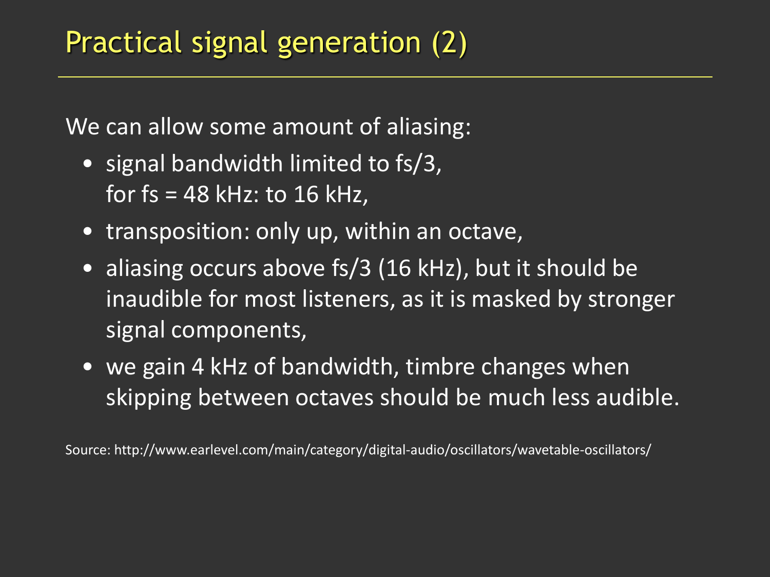# Practical signal generation (2)

We can allow some amount of aliasing:

- signal bandwidth limited to fs/3,
  for fs = 48 kHz: to 16 kHz,
- transposition: only up, within an octave,
- aliasing occurs above fs/3 (16 kHz), but it should be inaudible for most listeners, as it is masked by stronger signal components,
- we gain 4 kHz of bandwidth, timbre changes when skipping between octaves should be much less audible.

Source: http://www.earlevel.com/main/category/digital-audio/oscillators/wavetable-oscillators/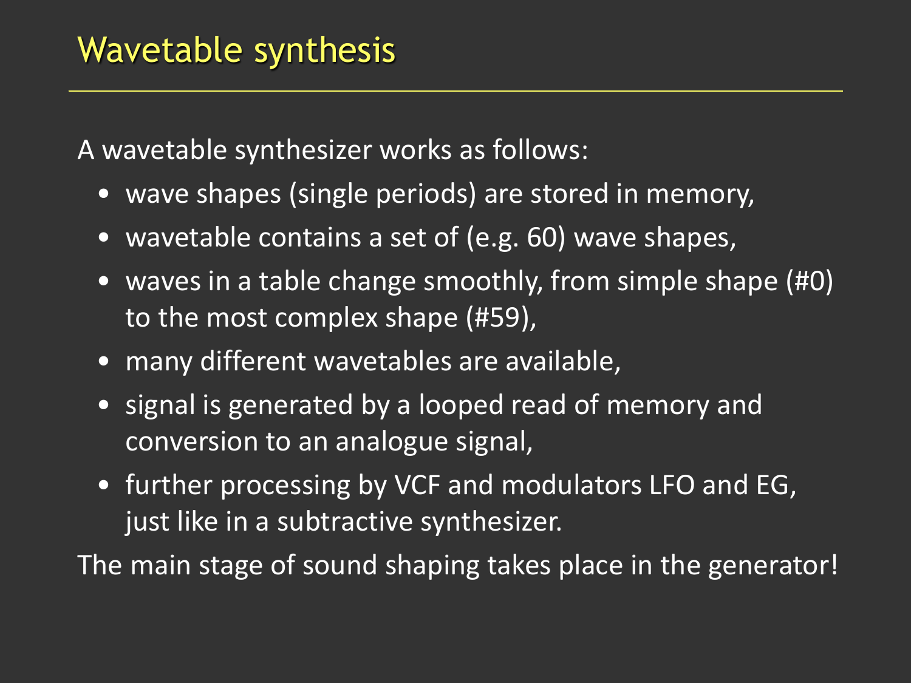# Wavetable synthesis

A wavetable synthesizer works as follows:

- wave shapes (single periods) are stored in memory,
- wavetable contains a set of (e.g. 60) wave shapes,
- waves in a table change smoothly, from simple shape (#0) to the most complex shape (#59),
- many different wavetables are available,
- signal is generated by a looped read of memory and conversion to an analogue signal,
- further processing by VCF and modulators LFO and EG, just like in a subtractive synthesizer.

The main stage of sound shaping takes place in the generator!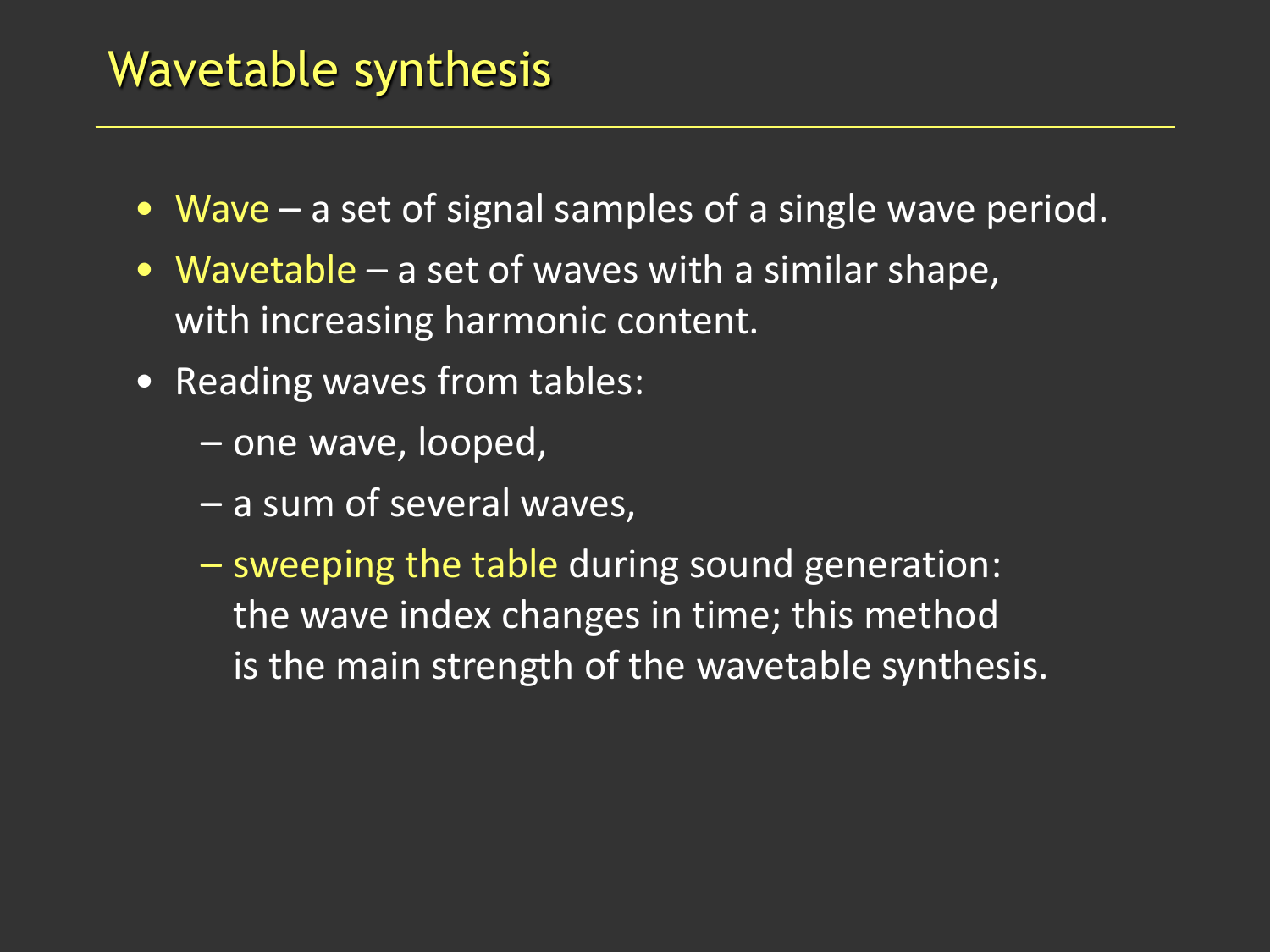# Wavetable synthesis

- Wave – a set of signal samples of a single wave period.
- Wavetable – a set of waves with a similar shape, with increasing harmonic content.
- Reading waves from tables:
  - one wave, looped,
  - a sum of several waves,
  - sweeping the table during sound generation: the wave index changes in time; this method is the main strength of the wavetable synthesis.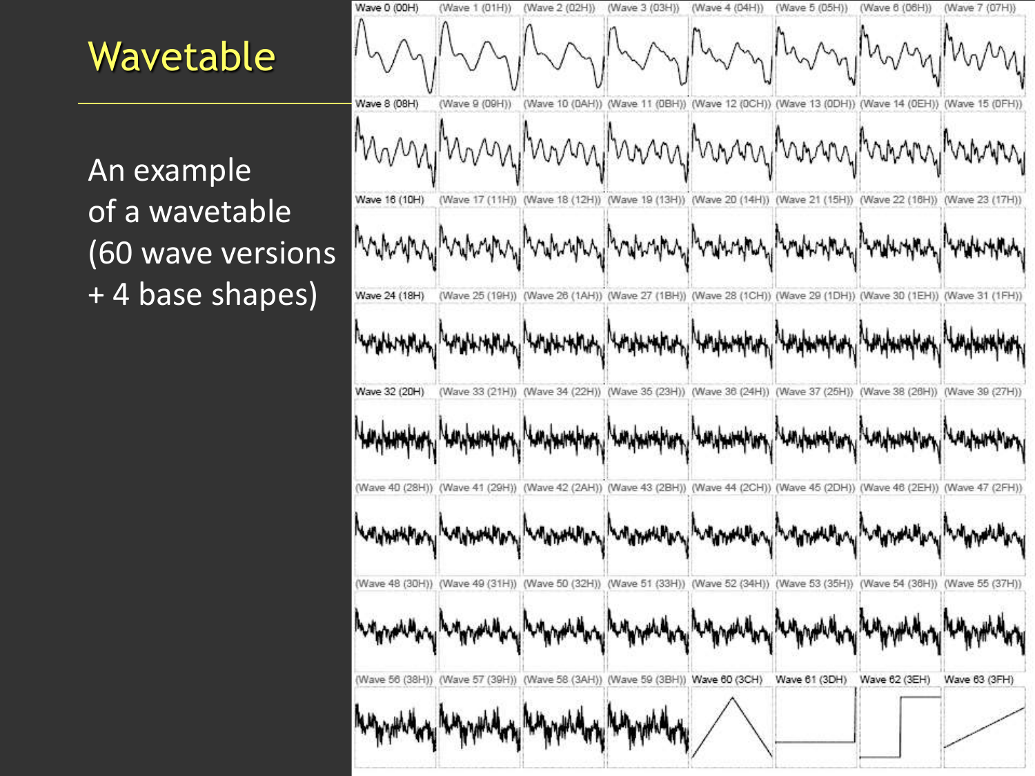# Wavetable

An example of a wavetable (60 wave versions + 4 base shapes)

Wave 0 (00H) (Wave 1 (01H)) (Wave 2 (02H)) (Wave 3 (03H)) (Wave 4 (04H)) (Wave 5 (05H)) (Wave 6 (06H)) (Wave 7 (07H))

Wave 8 (08H) (Wave 9 (09H)) (Wave 10 (0AH)) (Wave 11 (0BH)) (Wave 12 (0CH)) (Wave 13 (0DH)) (Wave 14 (0EH)) (Wave 15 (0FH))

Wave 16 (10H) (Wave 17 (11H)) (Wave 18 (12H)) (Wave 19 (13H)) (Wave 20 (14H)) (Wave 21 (15H)) (Wave 22 (16H)) (Wave 23 (17H))

Wave 24 (18H) (Wave 25 (19H)) (Wave 26 (1AH)) (Wave 27 (1BH)) (Wave 28 (1CH)) (Wave 29 (1DH)) (Wave 30 (1EH)) (Wave 31 (1FH))

Wave 32 (20H) (Wave 33 (21H)) (Wave 34 (22H)) (Wave 35 (23H)) (Wave 36 (24H)) (Wave 37 (25H)) (Wave 38 (26H)) (Wave 39 (27H))

(Wave 40 (28H)) (Wave 41 (29H)) (Wave 42 (2AH)) (Wave 43 (2BH)) (Wave 44 (2CH)) (Wave 45 (2DH)) (Wave 46 (2EH)) (Wave 47 (2FH))

(Wave 48 (30H)) (Wave 49 (31H)) (Wave 50 (32H)) (Wave 51 (33H)) (Wave 52 (34H)) (Wave 53 (35H)) (Wave 54 (36H)) (Wave 55 (37H))

(Wave 56 (38H)) (Wave 57 (39H)) (Wave 58 (3AH)) (Wave 59 (3BH)) Wave 60 (3CH) Wave 61 (3DH) Wave 62 (3EH) Wave 63 (3FH)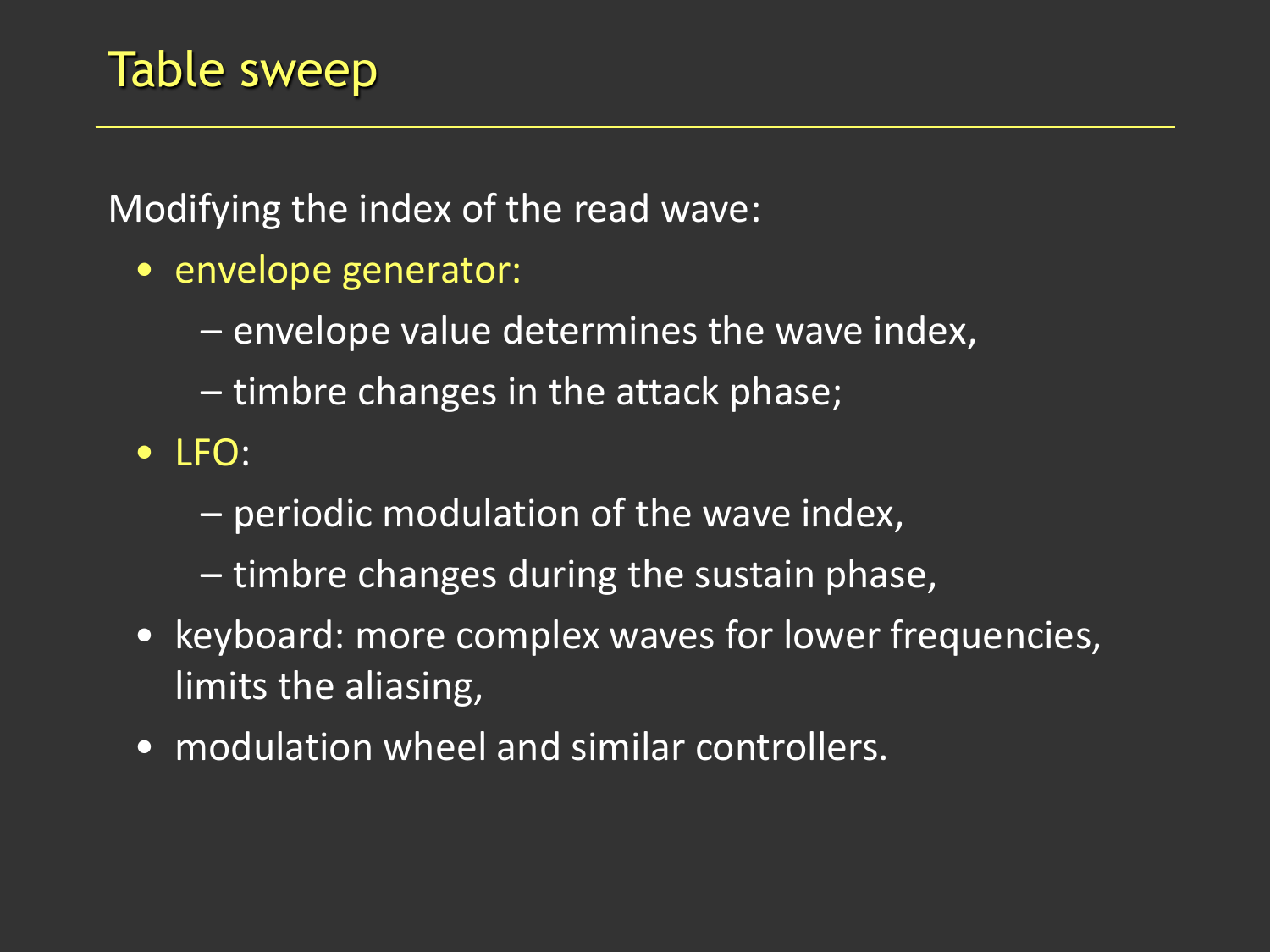# Table sweep

Modifying the index of the read wave:

- envelope generator:
  - envelope value determines the wave index,
  - timbre changes in the attack phase;
- LFO:
  - periodic modulation of the wave index,
  - timbre changes during the sustain phase,
- keyboard: more complex waves for lower frequencies, limits the aliasing,
- modulation wheel and similar controllers.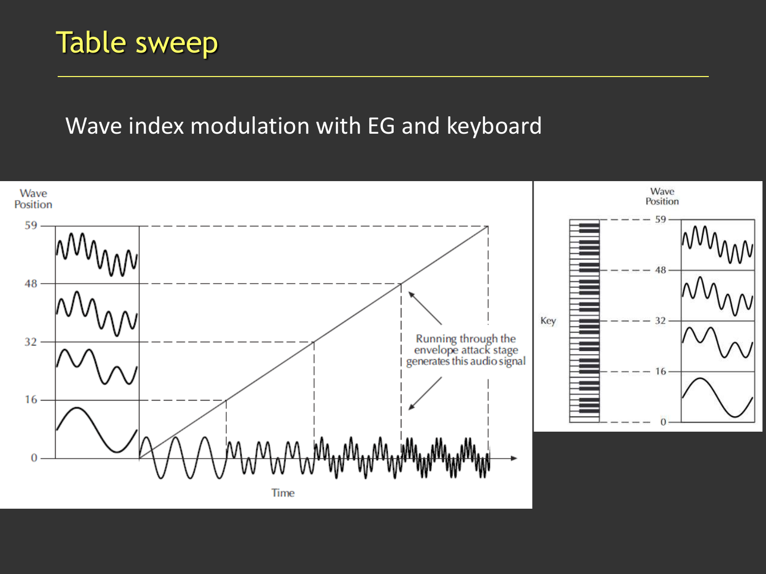# Table sweep

Wave index modulation with EG and keyboard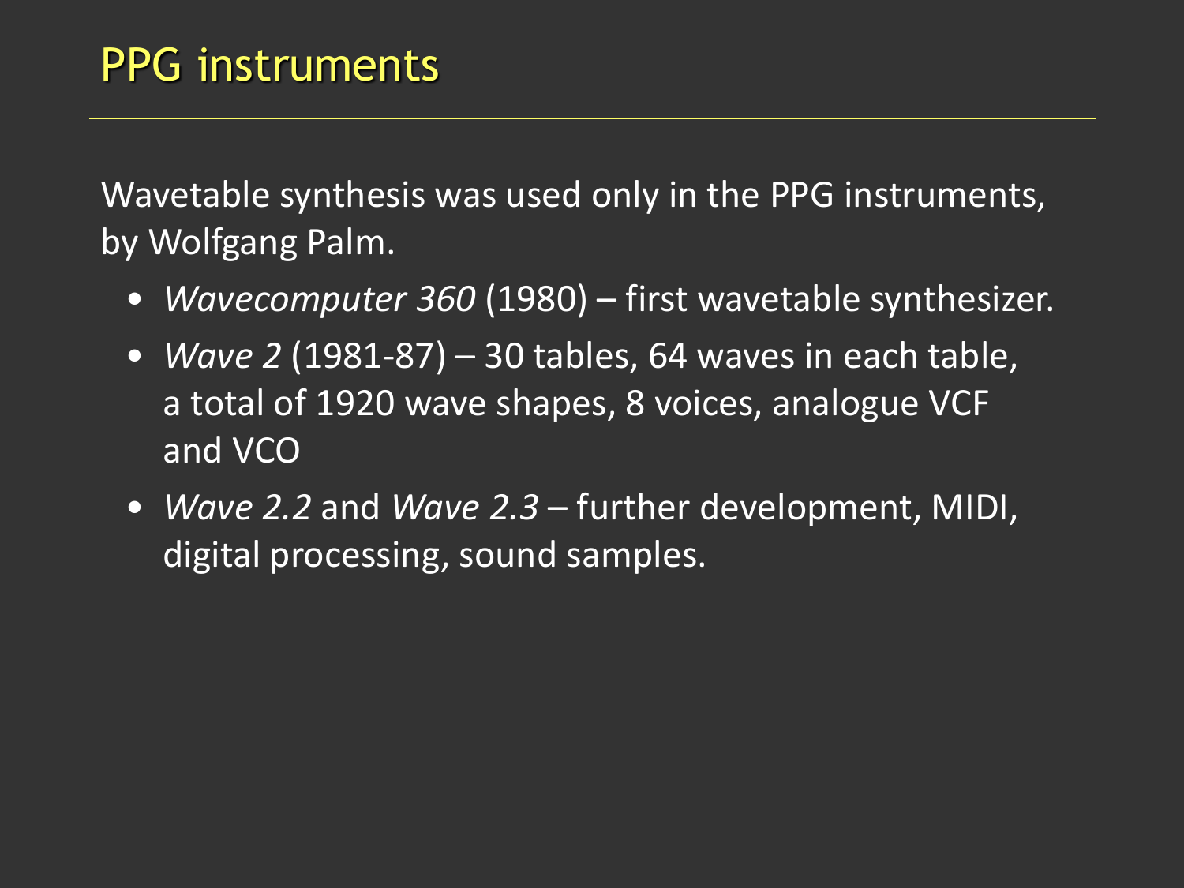# PPG instruments

Wavetable synthesis was used only in the PPG instruments, by Wolfgang Palm.

- *Wavecomputer 360* (1980) – first wavetable synthesizer.
- *Wave 2* (1981-87) – 30 tables, 64 waves in each table, a total of 1920 wave shapes, 8 voices, analogue VCF and VCO
- *Wave 2.2* and *Wave 2.3* – further development, MIDI, digital processing, sound samples.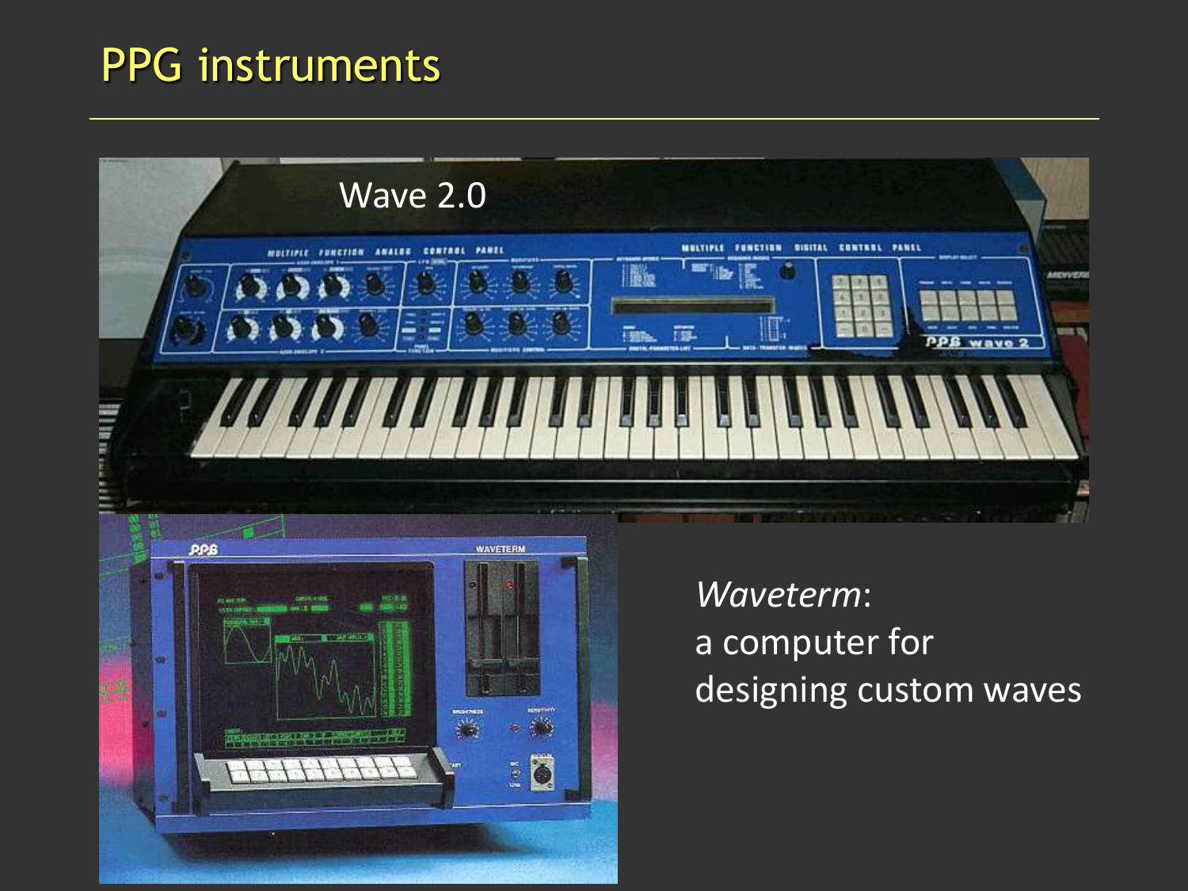# PPG instruments

Wave 2.0

*Waveterm*:
a computer for
designing custom waves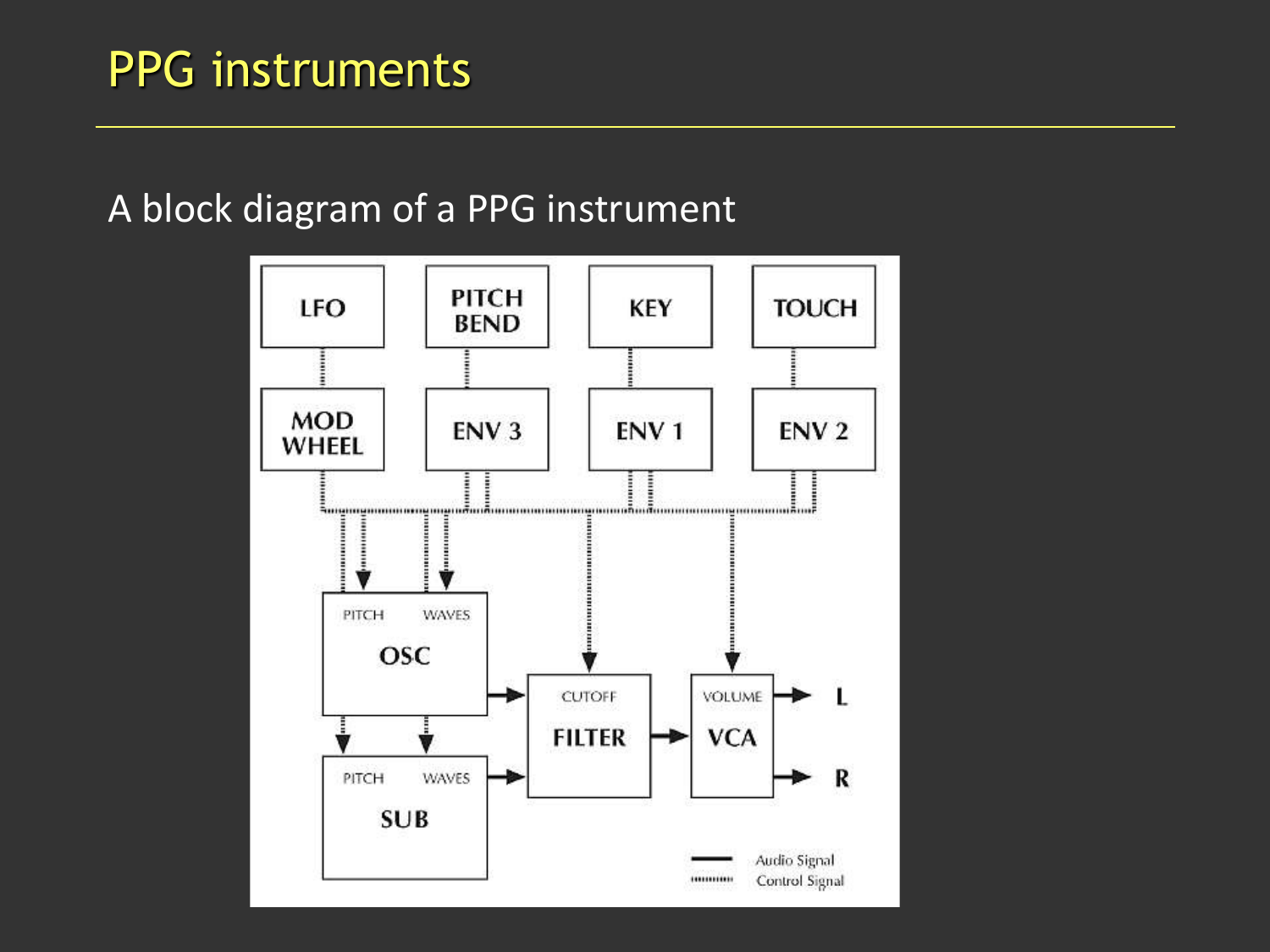# PPG instruments

A block diagram of a PPG instrument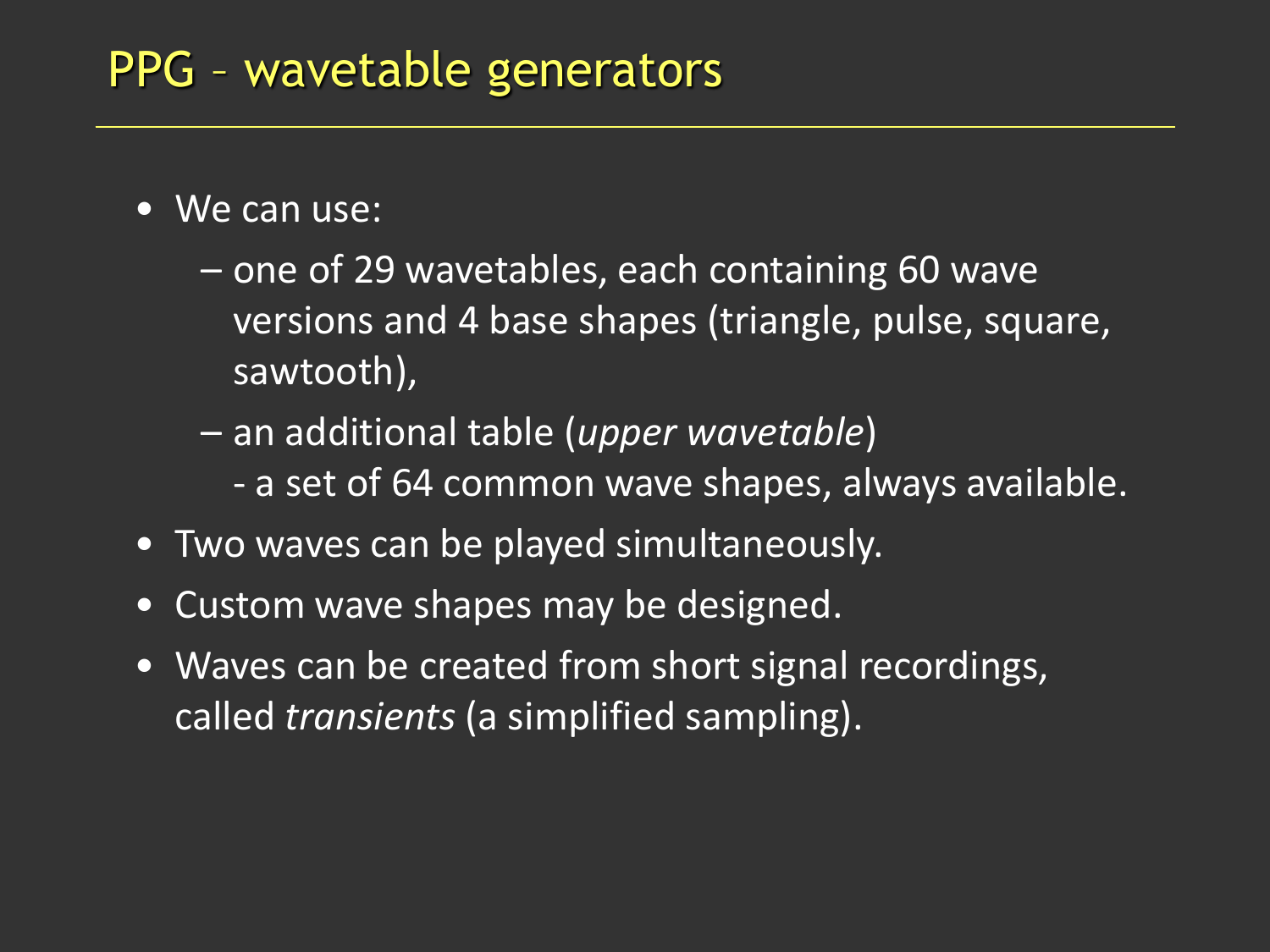# PPG – wavetable generators

- We can use:
  - one of 29 wavetables, each containing 60 wave versions and 4 base shapes (triangle, pulse, square, sawtooth),
  - an additional table (*upper wavetable*) - a set of 64 common wave shapes, always available.
- Two waves can be played simultaneously.
- Custom wave shapes may be designed.
- Waves can be created from short signal recordings, called *transients* (a simplified sampling).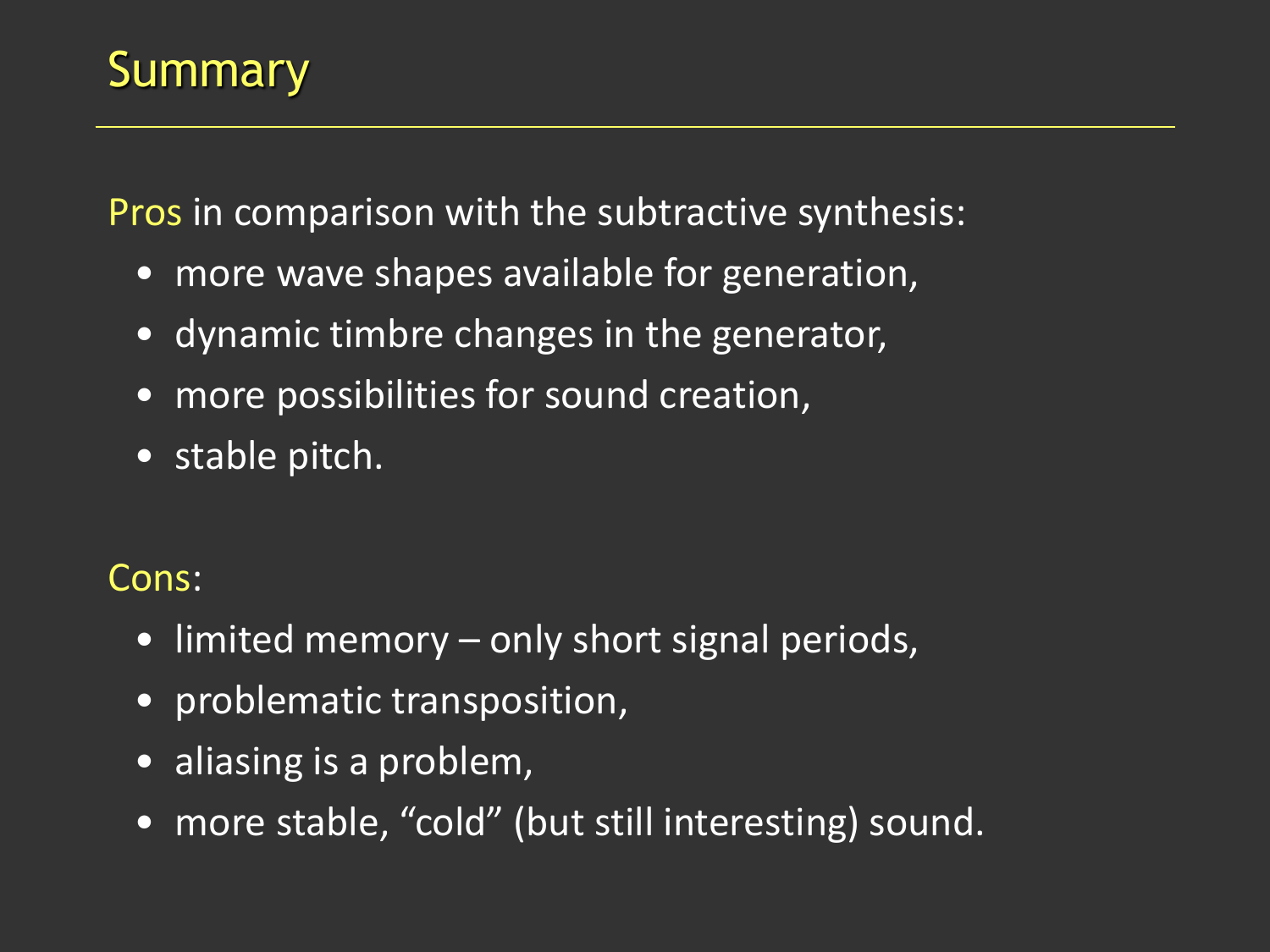# Summary

Pros in comparison with the subtractive synthesis:

- more wave shapes available for generation,
- dynamic timbre changes in the generator,
- more possibilities for sound creation,
- stable pitch.

Cons:

- limited memory – only short signal periods,
- problematic transposition,
- aliasing is a problem,
- more stable, “cold” (but still interesting) sound.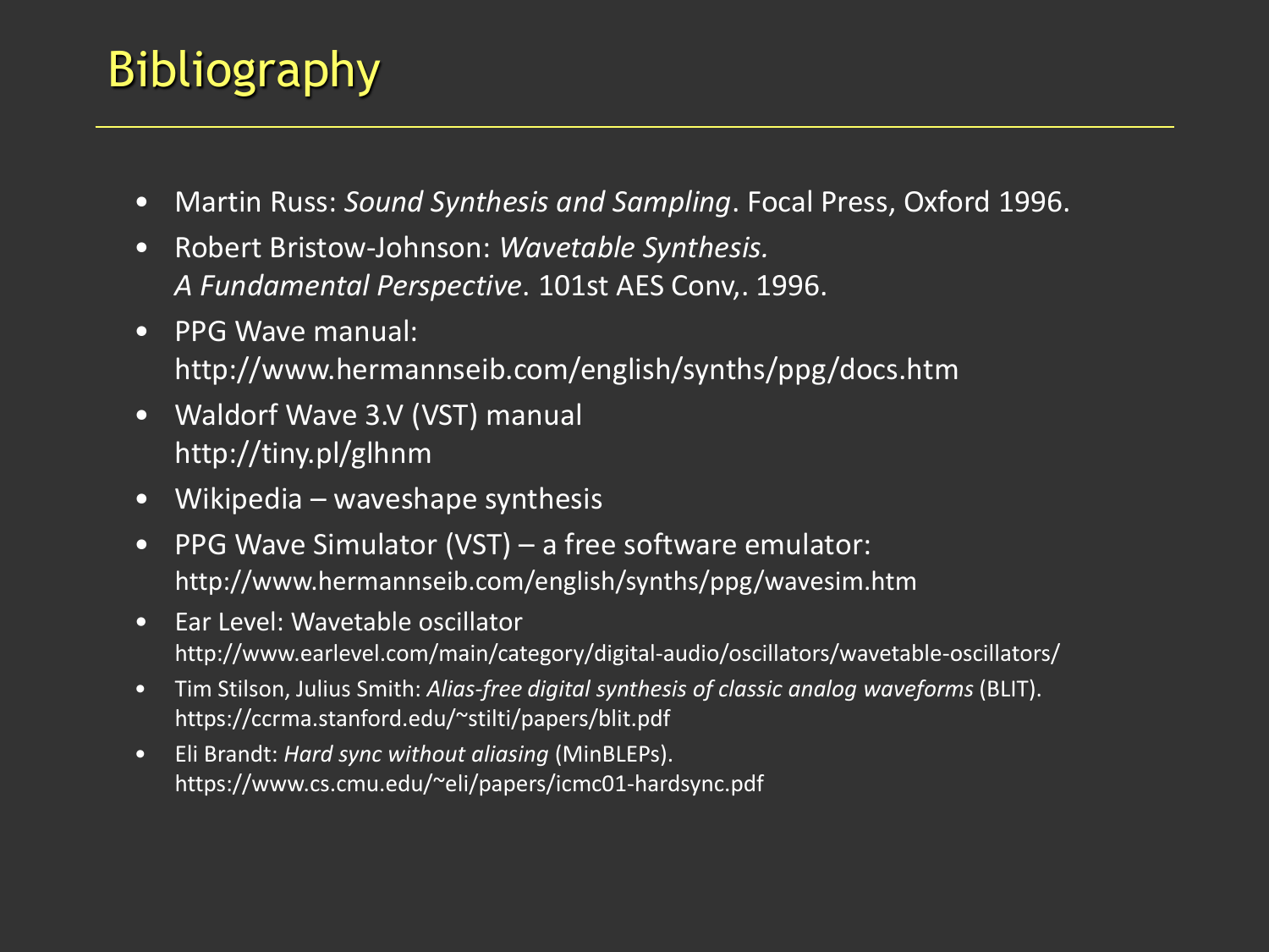# Bibliography

- Martin Russ: *Sound Synthesis and Sampling*. Focal Press, Oxford 1996.
- Robert Bristow-Johnson: *Wavetable Synthesis. A Fundamental Perspective*. 101st AES Conv,. 1996.
- PPG Wave manual: http://www.hermannseib.com/english/synths/ppg/docs.htm
- Waldorf Wave 3.V (VST) manual http://tiny.pl/glhnm
- Wikipedia – waveshape synthesis
- PPG Wave Simulator (VST) – a free software emulator: http://www.hermannseib.com/english/synths/ppg/wavesim.htm
- Ear Level: Wavetable oscillator http://www.earlevel.com/main/category/digital-audio/oscillators/wavetable-oscillators/
- Tim Stilson, Julius Smith: *Alias-free digital synthesis of classic analog waveforms* (BLIT). https://ccrma.stanford.edu/~stilti/papers/blit.pdf
- Eli Brandt: *Hard sync without aliasing* (MinBLEPs). https://www.cs.cmu.edu/~eli/papers/icmc01-hardsync.pdf